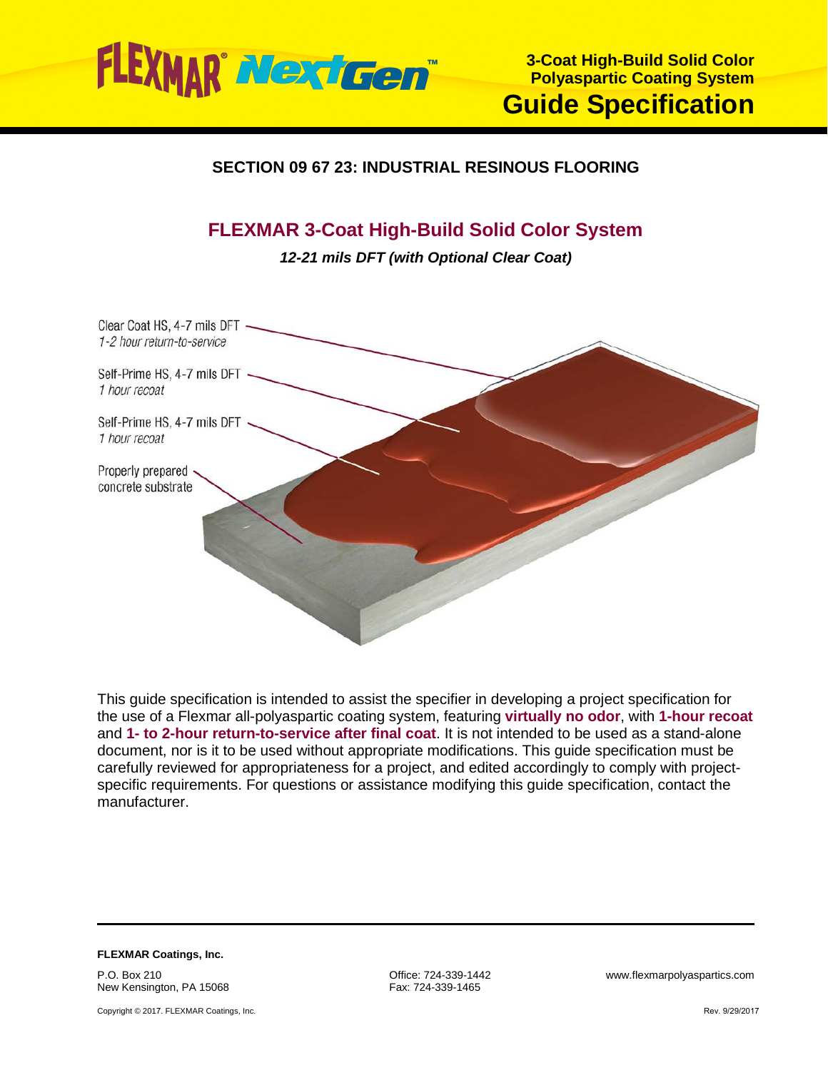# FLEXMAR® NextGen™

**3-Coat High-Build Solid Color Polyaspartic Coating System**

# Guide Specification

## SECTION 09 67 23: INDUSTRIAL RESINOUS FLOORING

## FLEXMAR 3-Coat High-Build Solid Color System

***12-21 mils DFT (with Optional Clear Coat)***

Clear Coat HS, 4-7 mils DFT
*1-2 hour return-to-service*

Self-Prime HS, 4-7 mils DFT
*1 hour recoat*

Self-Prime HS, 4-7 mils DFT
*1 hour recoat*

Properly prepared concrete substrate

This guide specification is intended to assist the specifier in developing a project specification for the use of a Flexmar all-polyaspartic coating system, featuring **virtually no odor**, with **1-hour recoat** and **1- to 2-hour return-to-service after final coat**. It is not intended to be used as a stand-alone document, nor is it to be used without appropriate modifications. This guide specification must be carefully reviewed for appropriateness for a project, and edited accordingly to comply with project-specific requirements. For questions or assistance modifying this guide specification, contact the manufacturer.

**FLEXMAR Coatings, Inc.**

P.O. Box 210
New Kensington, PA 15068

Office: 724-339-1442
Fax: 724-339-1465

www.flexmarpolyaspartics.com

Copyright © 2017. FLEXMAR Coatings, Inc.

Rev. 9/29/2017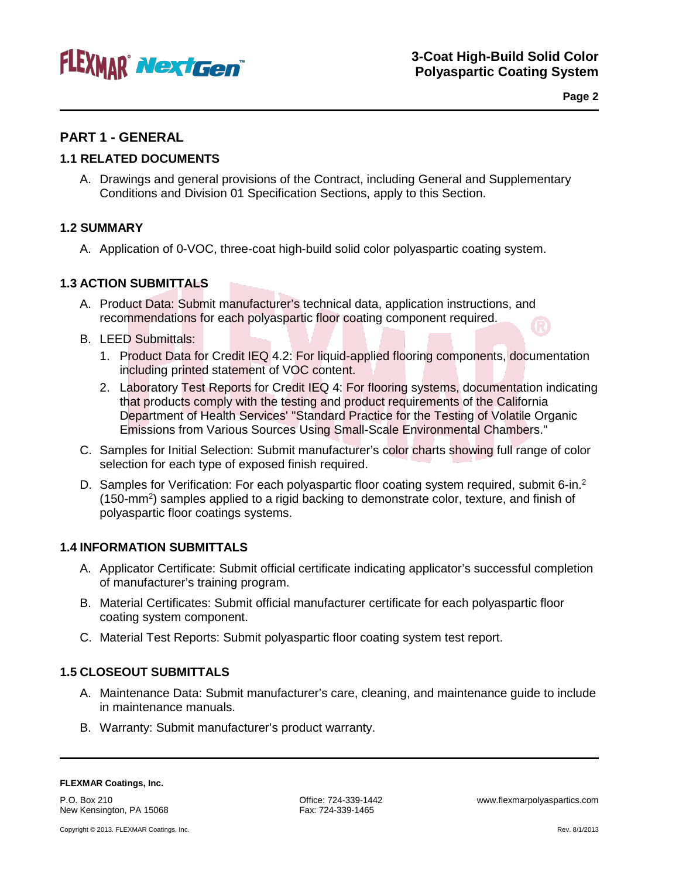# PART 1 - GENERAL

## 1.1 RELATED DOCUMENTS

A. Drawings and general provisions of the Contract, including General and Supplementary Conditions and Division 01 Specification Sections, apply to this Section.

## 1.2 SUMMARY

A. Application of 0-VOC, three-coat high-build solid color polyaspartic coating system.

## 1.3 ACTION SUBMITTALS

A. Product Data: Submit manufacturer's technical data, application instructions, and recommendations for each polyaspartic floor coating component required.

B. LEED Submittals:

1. Product Data for Credit IEQ 4.2: For liquid-applied flooring components, documentation including printed statement of VOC content.
2. Laboratory Test Reports for Credit IEQ 4: For flooring systems, documentation indicating that products comply with the testing and product requirements of the California Department of Health Services' "Standard Practice for the Testing of Volatile Organic Emissions from Various Sources Using Small-Scale Environmental Chambers."

C. Samples for Initial Selection: Submit manufacturer's color charts showing full range of color selection for each type of exposed finish required.

D. Samples for Verification: For each polyaspartic floor coating system required, submit 6-in.$^2$ (150-mm$^2$) samples applied to a rigid backing to demonstrate color, texture, and finish of polyaspartic floor coatings systems.

## 1.4 INFORMATION SUBMITTALS

A. Applicator Certificate: Submit official certificate indicating applicator's successful completion of manufacturer's training program.

B. Material Certificates: Submit official manufacturer certificate for each polyaspartic floor coating system component.

C. Material Test Reports: Submit polyaspartic floor coating system test report.

## 1.5 CLOSEOUT SUBMITTALS

A. Maintenance Data: Submit manufacturer's care, cleaning, and maintenance guide to include in maintenance manuals.

B. Warranty: Submit manufacturer's product warranty.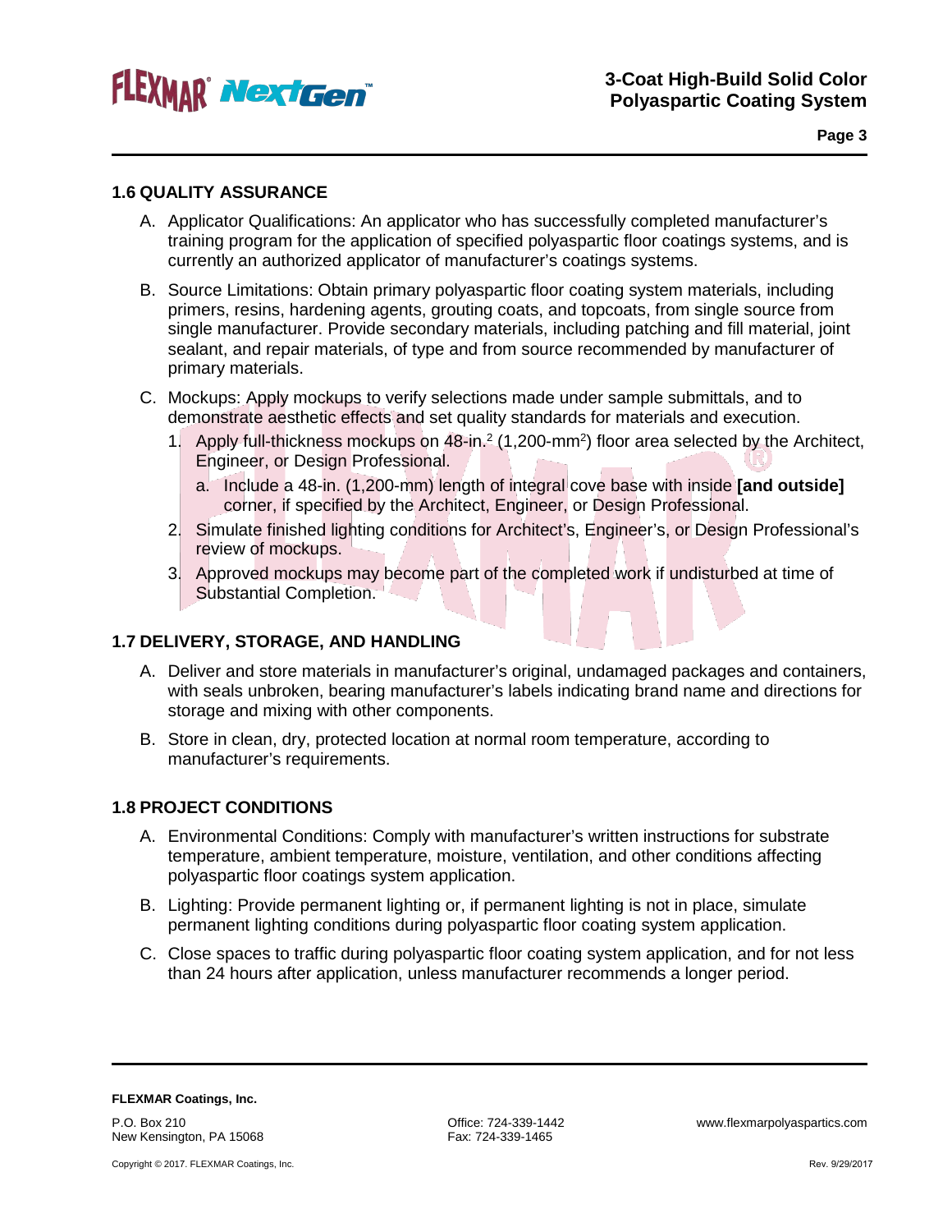## 1.6 QUALITY ASSURANCE

A. Applicator Qualifications: An applicator who has successfully completed manufacturer's training program for the application of specified polyaspartic floor coatings systems, and is currently an authorized applicator of manufacturer's coatings systems.

B. Source Limitations: Obtain primary polyaspartic floor coating system materials, including primers, resins, hardening agents, grouting coats, and topcoats, from single source from single manufacturer. Provide secondary materials, including patching and fill material, joint sealant, and repair materials, of type and from source recommended by manufacturer of primary materials.

C. Mockups: Apply mockups to verify selections made under sample submittals, and to demonstrate aesthetic effects and set quality standards for materials and execution.

1. Apply full-thickness mockups on 48-in.$^2$ (1,200-mm$^2$) floor area selected by the Architect, Engineer, or Design Professional.
   a. Include a 48-in. (1,200-mm) length of integral cove base with inside **[and outside]** corner, if specified by the Architect, Engineer, or Design Professional.
2. Simulate finished lighting conditions for Architect's, Engineer's, or Design Professional's review of mockups.
3. Approved mockups may become part of the completed work if undisturbed at time of Substantial Completion.

## 1.7 DELIVERY, STORAGE, AND HANDLING

A. Deliver and store materials in manufacturer's original, undamaged packages and containers, with seals unbroken, bearing manufacturer's labels indicating brand name and directions for storage and mixing with other components.

B. Store in clean, dry, protected location at normal room temperature, according to manufacturer's requirements.

## 1.8 PROJECT CONDITIONS

A. Environmental Conditions: Comply with manufacturer's written instructions for substrate temperature, ambient temperature, moisture, ventilation, and other conditions affecting polyaspartic floor coatings system application.

B. Lighting: Provide permanent lighting or, if permanent lighting is not in place, simulate permanent lighting conditions during polyaspartic floor coating system application.

C. Close spaces to traffic during polyaspartic floor coating system application, and for not less than 24 hours after application, unless manufacturer recommends a longer period.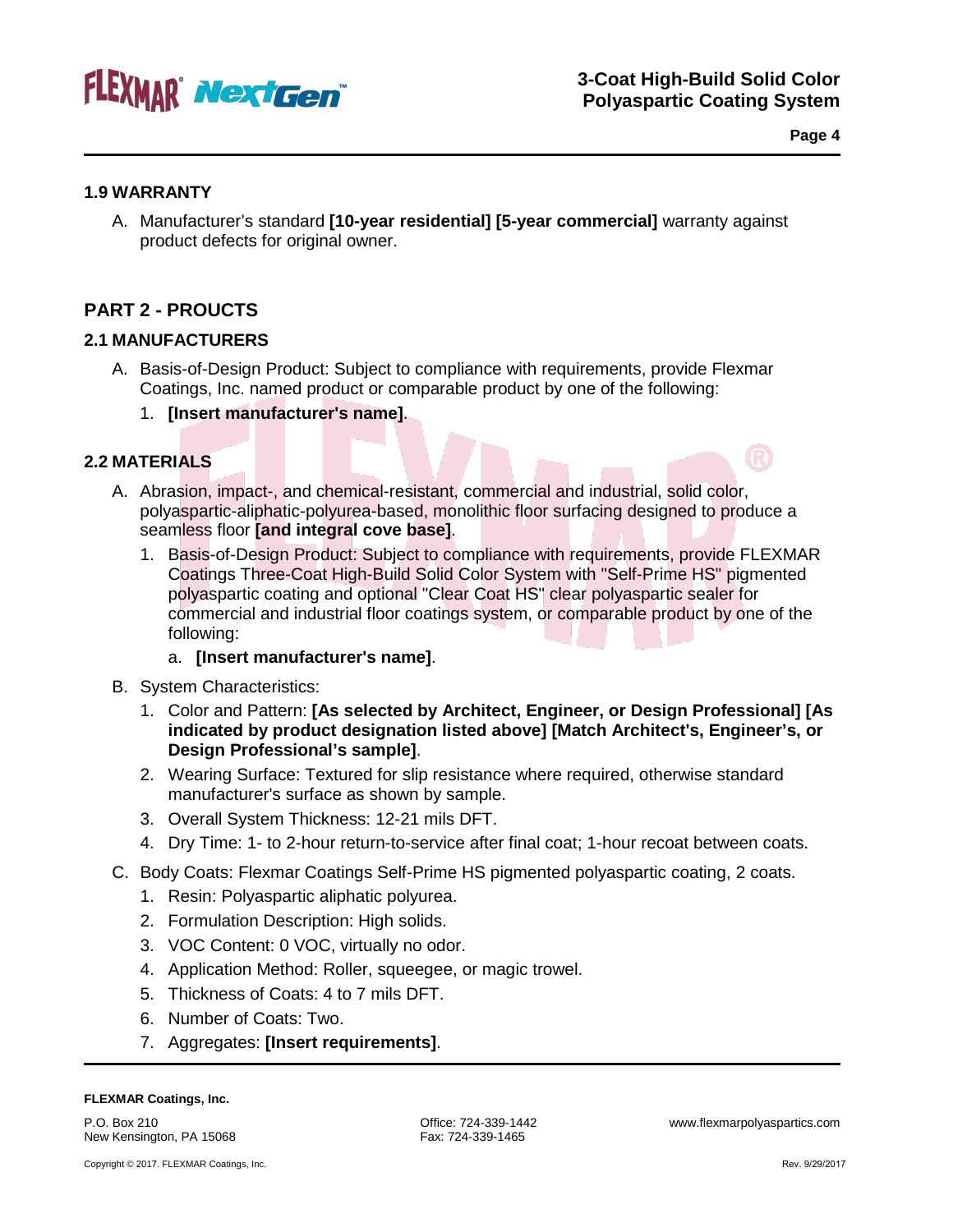## 1.9 WARRANTY

A. Manufacturer's standard **[10-year residential] [5-year commercial]** warranty against product defects for original owner.

# PART 2 - PROUCTS

## 2.1 MANUFACTURERS

A. Basis-of-Design Product: Subject to compliance with requirements, provide Flexmar Coatings, Inc. named product or comparable product by one of the following:

   1. **[Insert manufacturer's name]**.

## 2.2 MATERIALS

A. Abrasion, impact-, and chemical-resistant, commercial and industrial, solid color, polyaspartic-aliphatic-polyurea-based, monolithic floor surfacing designed to produce a seamless floor **[and integral cove base]**.

   1. Basis-of-Design Product: Subject to compliance with requirements, provide FLEXMAR Coatings Three-Coat High-Build Solid Color System with "Self-Prime HS" pigmented polyaspartic coating and optional "Clear Coat HS" clear polyaspartic sealer for commercial and industrial floor coatings system, or comparable product by one of the following:

      a. **[Insert manufacturer's name]**.

B. System Characteristics:

   1. Color and Pattern: **[As selected by Architect, Engineer, or Design Professional] [As indicated by product designation listed above] [Match Architect's, Engineer's, or Design Professional's sample]**.
   2. Wearing Surface: Textured for slip resistance where required, otherwise standard manufacturer's surface as shown by sample.
   3. Overall System Thickness: 12-21 mils DFT.
   4. Dry Time: 1- to 2-hour return-to-service after final coat; 1-hour recoat between coats.

C. Body Coats: Flexmar Coatings Self-Prime HS pigmented polyaspartic coating, 2 coats.

   1. Resin: Polyaspartic aliphatic polyurea.
   2. Formulation Description: High solids.
   3. VOC Content: 0 VOC, virtually no odor.
   4. Application Method: Roller, squeegee, or magic trowel.
   5. Thickness of Coats: 4 to 7 mils DFT.
   6. Number of Coats: Two.
   7. Aggregates: **[Insert requirements]**.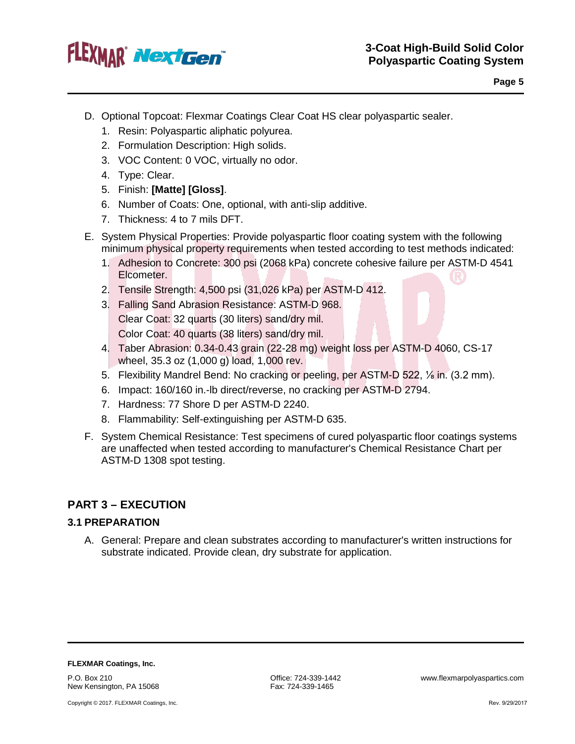D. Optional Topcoat: Flexmar Coatings Clear Coat HS clear polyaspartic sealer.
   1. Resin: Polyaspartic aliphatic polyurea.
   2. Formulation Description: High solids.
   3. VOC Content: 0 VOC, virtually no odor.
   4. Type: Clear.
   5. Finish: **[Matte] [Gloss]**.
   6. Number of Coats: One, optional, with anti-slip additive.
   7. Thickness: 4 to 7 mils DFT.

E. System Physical Properties: Provide polyaspartic floor coating system with the following minimum physical property requirements when tested according to test methods indicated:
   1. Adhesion to Concrete: 300 psi (2068 kPa) concrete cohesive failure per ASTM-D 4541 Elcometer.
   2. Tensile Strength: 4,500 psi (31,026 kPa) per ASTM-D 412.
   3. Falling Sand Abrasion Resistance: ASTM-D 968.
      Clear Coat: 32 quarts (30 liters) sand/dry mil.
      Color Coat: 40 quarts (38 liters) sand/dry mil.
   4. Taber Abrasion: 0.34-0.43 grain (22-28 mg) weight loss per ASTM-D 4060, CS-17 wheel, 35.3 oz (1,000 g) load, 1,000 rev.
   5. Flexibility Mandrel Bend: No cracking or peeling, per ASTM-D 522, ⅛ in. (3.2 mm).
   6. Impact: 160/160 in.-lb direct/reverse, no cracking per ASTM-D 2794.
   7. Hardness: 77 Shore D per ASTM-D 2240.
   8. Flammability: Self-extinguishing per ASTM-D 635.

F. System Chemical Resistance: Test specimens of cured polyaspartic floor coatings systems are unaffected when tested according to manufacturer's Chemical Resistance Chart per ASTM-D 1308 spot testing.

## PART 3 – EXECUTION

### 3.1 PREPARATION

A. General: Prepare and clean substrates according to manufacturer's written instructions for substrate indicated. Provide clean, dry substrate for application.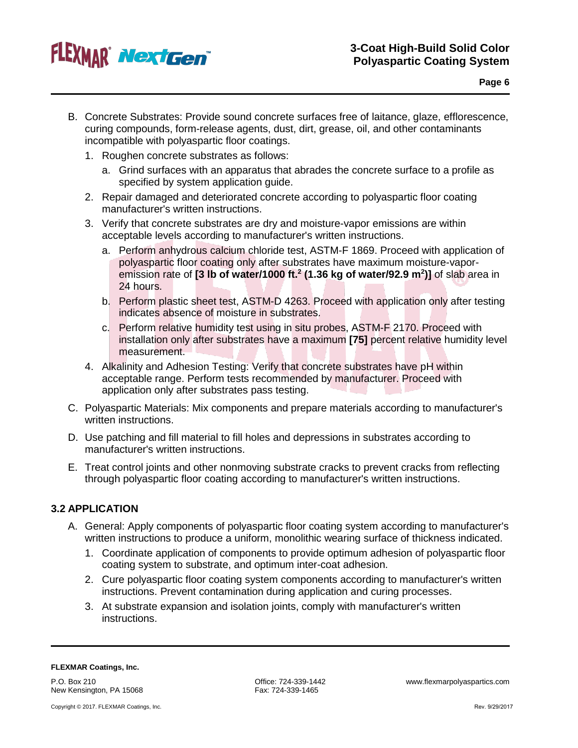B. Concrete Substrates: Provide sound concrete surfaces free of laitance, glaze, efflorescence, curing compounds, form-release agents, dust, dirt, grease, oil, and other contaminants incompatible with polyaspartic floor coatings.

1. Roughen concrete substrates as follows:
   a. Grind surfaces with an apparatus that abrades the concrete surface to a profile as specified by system application guide.
2. Repair damaged and deteriorated concrete according to polyaspartic floor coating manufacturer's written instructions.
3. Verify that concrete substrates are dry and moisture-vapor emissions are within acceptable levels according to manufacturer's written instructions.
   a. Perform anhydrous calcium chloride test, ASTM-F 1869. Proceed with application of polyaspartic floor coating only after substrates have maximum moisture-vapor-emission rate of **[3 lb of water/1000 ft.$^2$ (1.36 kg of water/92.9 m$^2$)]** of slab area in 24 hours.
   b. Perform plastic sheet test, ASTM-D 4263. Proceed with application only after testing indicates absence of moisture in substrates.
   c. Perform relative humidity test using in situ probes, ASTM-F 2170. Proceed with installation only after substrates have a maximum **[75]** percent relative humidity level measurement.
4. Alkalinity and Adhesion Testing: Verify that concrete substrates have pH within acceptable range. Perform tests recommended by manufacturer. Proceed with application only after substrates pass testing.

C. Polyaspartic Materials: Mix components and prepare materials according to manufacturer's written instructions.

D. Use patching and fill material to fill holes and depressions in substrates according to manufacturer's written instructions.

E. Treat control joints and other nonmoving substrate cracks to prevent cracks from reflecting through polyaspartic floor coating according to manufacturer's written instructions.

### 3.2 APPLICATION

A. General: Apply components of polyaspartic floor coating system according to manufacturer's written instructions to produce a uniform, monolithic wearing surface of thickness indicated.

1. Coordinate application of components to provide optimum adhesion of polyaspartic floor coating system to substrate, and optimum inter-coat adhesion.
2. Cure polyaspartic floor coating system components according to manufacturer's written instructions. Prevent contamination during application and curing processes.
3. At substrate expansion and isolation joints, comply with manufacturer's written instructions.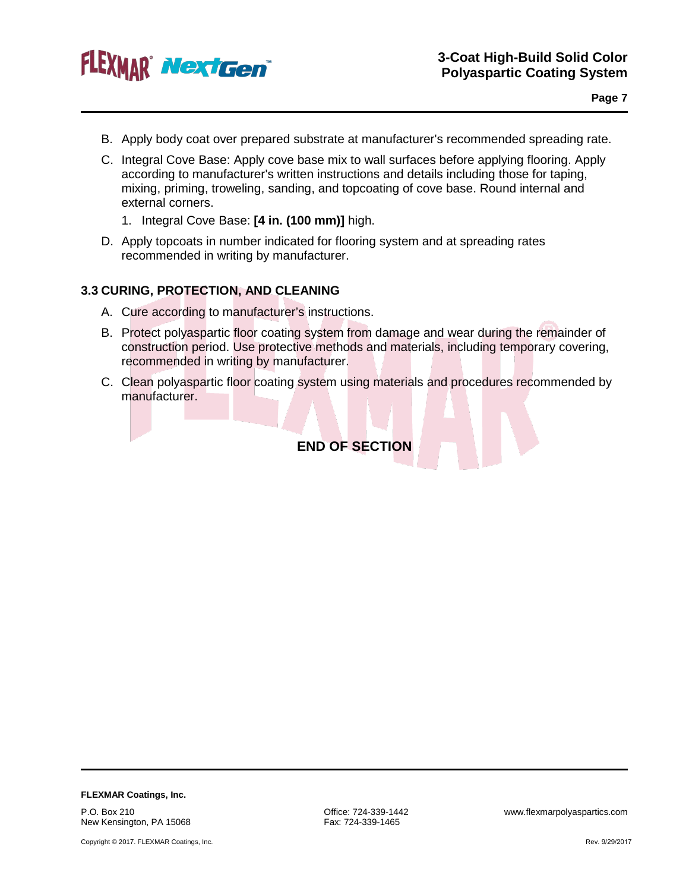B. Apply body coat over prepared substrate at manufacturer's recommended spreading rate.

C. Integral Cove Base: Apply cove base mix to wall surfaces before applying flooring. Apply according to manufacturer's written instructions and details including those for taping, mixing, priming, troweling, sanding, and topcoating of cove base. Round internal and external corners.

   1. Integral Cove Base: **[4 in. (100 mm)]** high.

D. Apply topcoats in number indicated for flooring system and at spreading rates recommended in writing by manufacturer.

### 3.3 CURING, PROTECTION, AND CLEANING

A. Cure according to manufacturer's instructions.

B. Protect polyaspartic floor coating system from damage and wear during the remainder of construction period. Use protective methods and materials, including temporary covering, recommended in writing by manufacturer.

C. Clean polyaspartic floor coating system using materials and procedures recommended by manufacturer.

**END OF SECTION**

**FLEXMAR Coatings, Inc.**

P.O. Box 210
New Kensington, PA 15068

Office: 724-339-1442
Fax: 724-339-1465

www.flexmarpolyaspartics.com

Copyright © 2017. FLEXMAR Coatings, Inc.

Rev. 9/29/2017